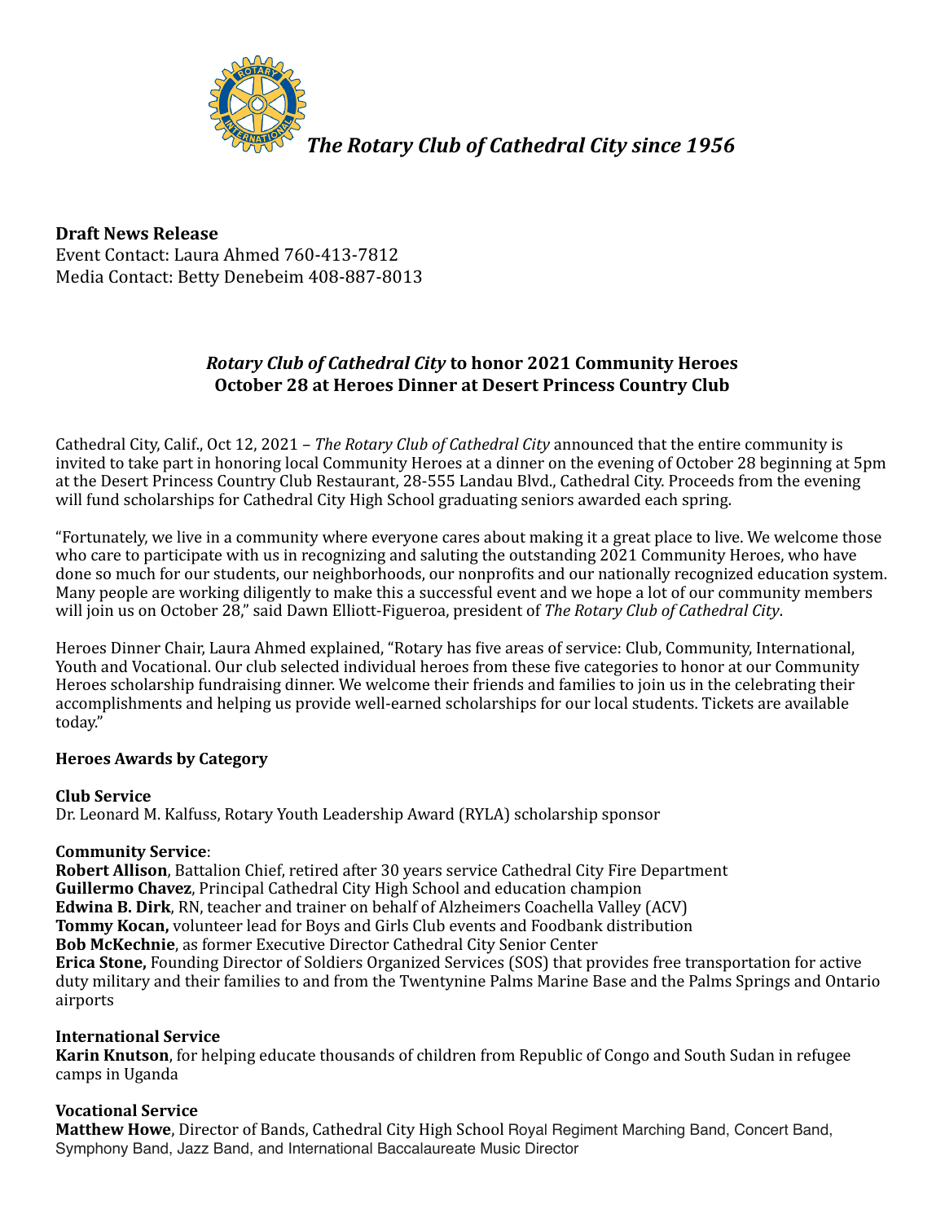*The Rotary Club of Cathedral City since 1956*

**Draft News Release**
Event Contact: Laura Ahmed 760-413-7812
Media Contact: Betty Denebeim 408-887-8013

## *Rotary Club of Cathedral City* to honor 2021 Community Heroes October 28 at Heroes Dinner at Desert Princess Country Club

Cathedral City, Calif., Oct 12, 2021 – *The Rotary Club of Cathedral City* announced that the entire community is invited to take part in honoring local Community Heroes at a dinner on the evening of October 28 beginning at 5pm at the Desert Princess Country Club Restaurant, 28-555 Landau Blvd., Cathedral City. Proceeds from the evening will fund scholarships for Cathedral City High School graduating seniors awarded each spring.

"Fortunately, we live in a community where everyone cares about making it a great place to live. We welcome those who care to participate with us in recognizing and saluting the outstanding 2021 Community Heroes, who have done so much for our students, our neighborhoods, our nonprofits and our nationally recognized education system. Many people are working diligently to make this a successful event and we hope a lot of our community members will join us on October 28," said Dawn Elliott-Figueroa, president of *The Rotary Club of Cathedral City*.

Heroes Dinner Chair, Laura Ahmed explained, "Rotary has five areas of service: Club, Community, International, Youth and Vocational. Our club selected individual heroes from these five categories to honor at our Community Heroes scholarship fundraising dinner. We welcome their friends and families to join us in the celebrating their accomplishments and helping us provide well-earned scholarships for our local students. Tickets are available today."

**Heroes Awards by Category**

**Club Service**
Dr. Leonard M. Kalfuss, Rotary Youth Leadership Award (RYLA) scholarship sponsor

**Community Service**:
**Robert Allison**, Battalion Chief, retired after 30 years service Cathedral City Fire Department
**Guillermo Chavez**, Principal Cathedral City High School and education champion
**Edwina B. Dirk**, RN, teacher and trainer on behalf of Alzheimers Coachella Valley (ACV)
**Tommy Kocan,** volunteer lead for Boys and Girls Club events and Foodbank distribution
**Bob McKechnie**, as former Executive Director Cathedral City Senior Center
**Erica Stone,** Founding Director of Soldiers Organized Services (SOS) that provides free transportation for active duty military and their families to and from the Twentynine Palms Marine Base and the Palms Springs and Ontario airports

**International Service**
**Karin Knutson**, for helping educate thousands of children from Republic of Congo and South Sudan in refugee camps in Uganda

**Vocational Service**
**Matthew Howe**, Director of Bands, Cathedral City High School Royal Regiment Marching Band, Concert Band, Symphony Band, Jazz Band, and International Baccalaureate Music Director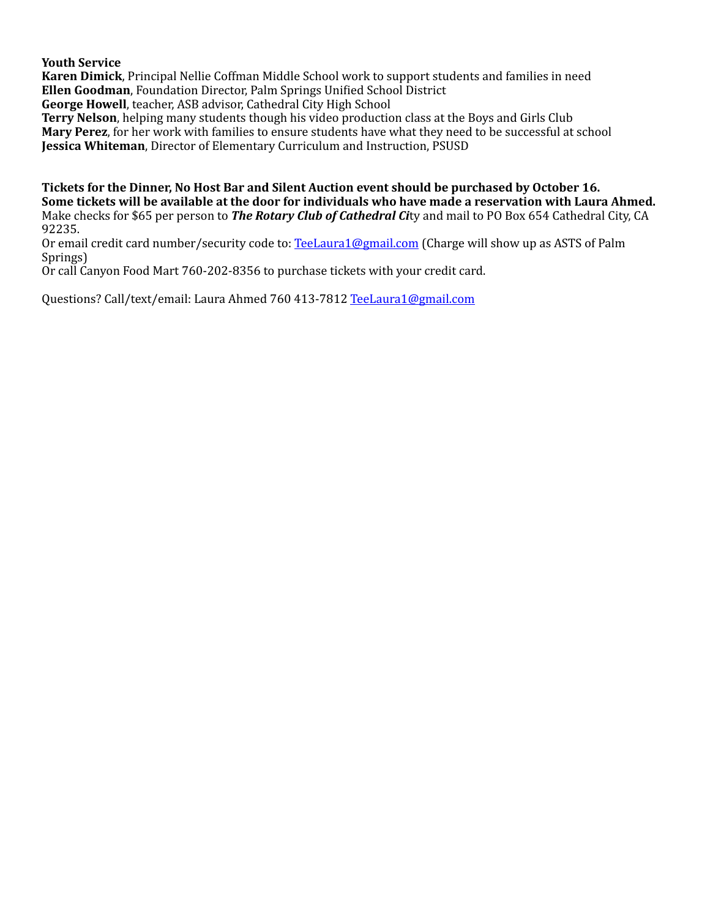**Youth Service**
**Karen Dimick**, Principal Nellie Coffman Middle School work to support students and families in need
**Ellen Goodman**, Foundation Director, Palm Springs Unified School District
**George Howell**, teacher, ASB advisor, Cathedral City High School
**Terry Nelson**, helping many students though his video production class at the Boys and Girls Club
**Mary Perez**, for her work with families to ensure students have what they need to be successful at school
**Jessica Whiteman**, Director of Elementary Curriculum and Instruction, PSUSD

**Tickets for the Dinner, No Host Bar and Silent Auction event should be purchased by October 16.**
**Some tickets will be available at the door for individuals who have made a reservation with Laura Ahmed.**
Make checks for $65 per person to ***The Rotary Club of Cathedral Ci***ty and mail to PO Box 654 Cathedral City, CA 92235.
Or email credit card number/security code to: TeeLaura1@gmail.com (Charge will show up as ASTS of Palm Springs)
Or call Canyon Food Mart 760-202-8356 to purchase tickets with your credit card.

Questions? Call/text/email: Laura Ahmed 760 413-7812 TeeLaura1@gmail.com